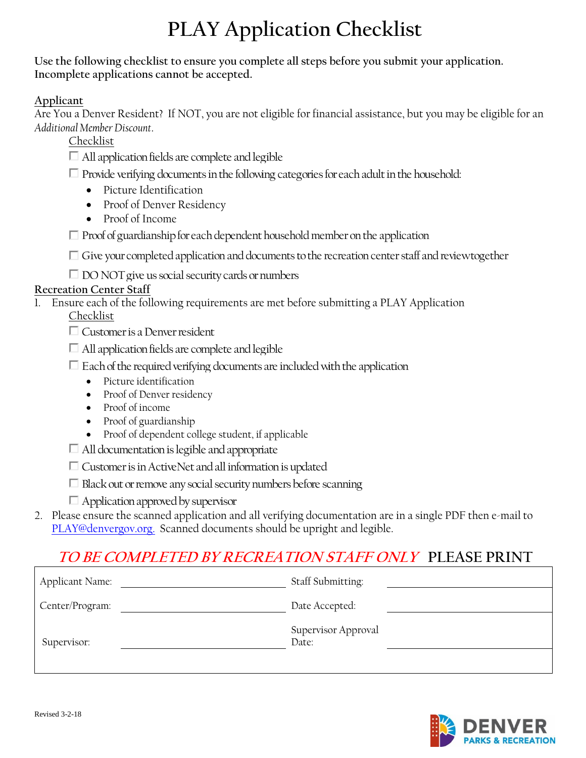# PLAY Application Checklist

**Use the following checklist to ensure you complete all steps before you submit your application. Incomplete applications cannot be accepted.**

## Applicant

Are You a Denver Resident? If NOT, you are not eligible for financial assistance, but you may be eligible for an *Additional Member Discount*.

Checklist

- ☐ All application fields are complete and legible
- ☐ Provide verifying documents in the following categories for each adult in the household:
  - Picture Identification
  - Proof of Denver Residency
  - Proof of Income
- ☐ Proof of guardianship for each dependent household member on the application
- ☐ Give your completed application and documents to the recreation center staff and review together
- ☐ DO NOT give us social security cards or numbers

## Recreation Center Staff

1. Ensure each of the following requirements are met before submitting a PLAY Application

   Checklist

   - ☐ Customer is a Denver resident
   - ☐ All application fields are complete and legible
   - ☐ Each of the required verifying documents are included with the application
     - Picture identification
     - Proof of Denver residency
     - Proof of income
     - Proof of guardianship
     - Proof of dependent college student, if applicable
   - ☐ All documentation is legible and appropriate
   - ☐ Customer is in ActiveNet and all information is updated
   - ☐ Black out or remove any social security numbers before scanning
   - ☐ Application approved by supervisor

2. Please ensure the scanned application and all verifying documentation are in a single PDF then e-mail to PLAY@denvergov.org. Scanned documents should be upright and legible.

***TO BE COMPLETED BY RECREATION STAFF ONLY*** PLEASE PRINT

| | | | |
|---|---|---|---|
| Applicant Name: | | Staff Submitting: | |
| Center/Program: | | Date Accepted: | |
| Supervisor: | | Supervisor Approval Date: | |

Revised 3-2-18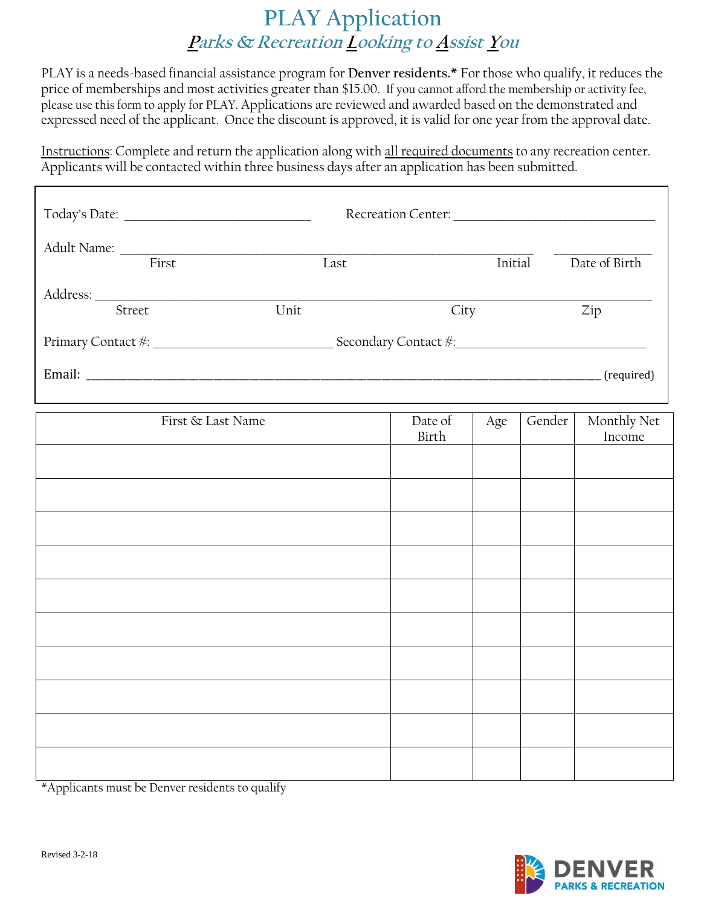# PLAY Application

## ***P**arks & Recreation **L**ooking to **A**ssist **Y**ou*

PLAY is a needs-based financial assistance program for **Denver residents.*** For those who qualify, it reduces the price of memberships and most activities greater than $15.00. If you cannot afford the membership or activity fee, please use this form to apply for PLAY. Applications are reviewed and awarded based on the demonstrated and expressed need of the applicant. Once the discount is approved, it is valid for one year from the approval date.

Instructions: Complete and return the application along with all required documents to any recreation center. Applicants will be contacted within three business days after an application has been submitted.

Today's Date: ___________________________ Recreation Center: ______________________________

Adult Name: ____________________________________________________________ ______________

First Last Initial Date of Birth

Address: _______________________________________________________________________________

Street Unit City Zip

Primary Contact #: __________________________ Secondary Contact #:__________________________

**Email:** ______________________________________________________________________ (required)

| First & Last Name | Date of Birth | Age | Gender | Monthly Net Income |
|---|---|---|---|---|
| | | | | |
| | | | | |
| | | | | |
| | | | | |
| | | | | |
| | | | | |
| | | | | |
| | | | | |
| | | | | |
| | | | | |

*Applicants must be Denver residents to qualify

Revised 3-2-18

DENVER PARKS & RECREATION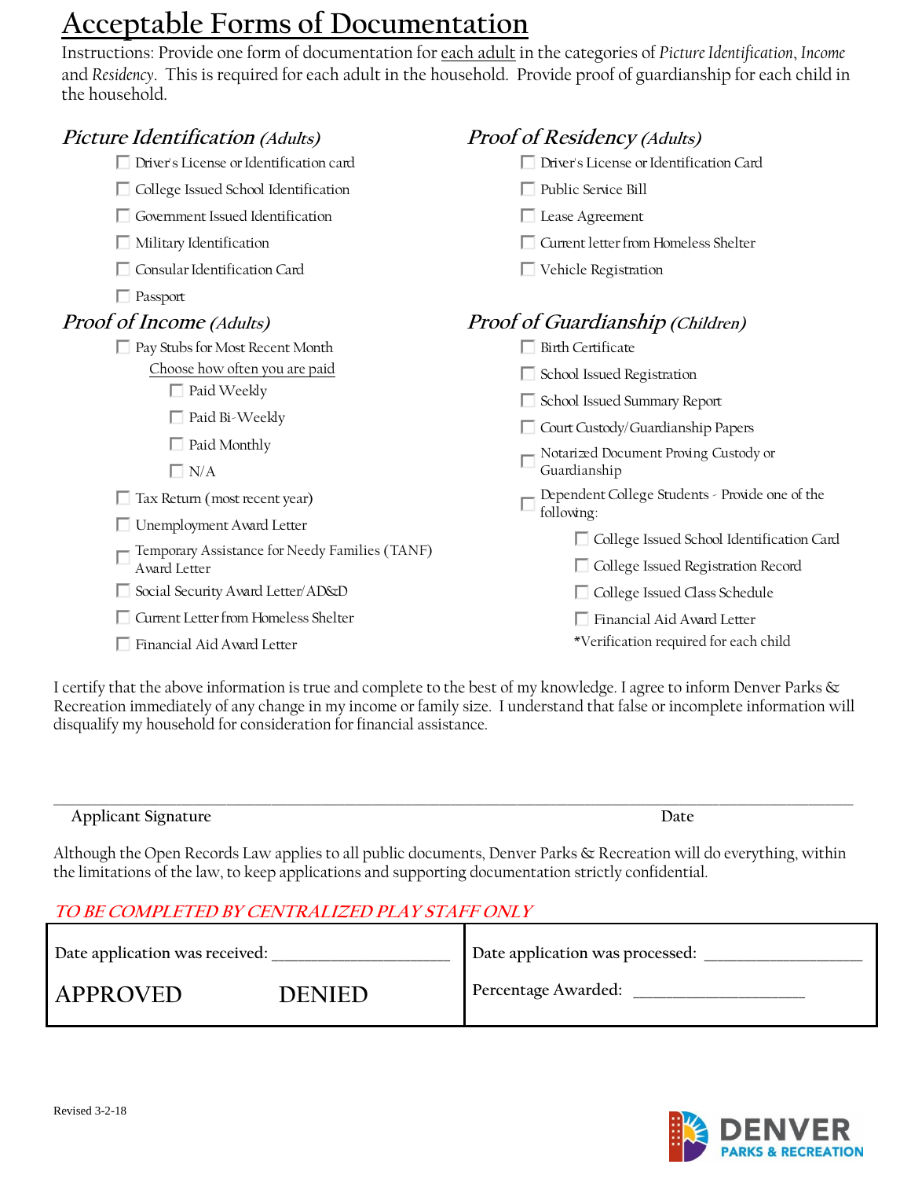# Acceptable Forms of Documentation

Instructions: Provide one form of documentation for each adult in the categories of *Picture Identification*, *Income* and *Residency*. This is required for each adult in the household. Provide proof of guardianship for each child in the household.

## *Picture Identification (Adults)*

- ☐ Driver's License or Identification card
- ☐ College Issued School Identification
- ☐ Government Issued Identification
- ☐ Military Identification
- ☐ Consular Identification Card
- ☐ Passport

## *Proof of Income (Adults)*

- ☐ Pay Stubs for Most Recent Month
  - Choose how often you are paid
    - ☐ Paid Weekly
    - ☐ Paid Bi-Weekly
    - ☐ Paid Monthly
    - ☐ N/A
- ☐ Tax Return (most recent year)
- ☐ Unemployment Award Letter
- ☐ Temporary Assistance for Needy Families (TANF) Award Letter
- ☐ Social Security Award Letter/AD&D
- ☐ Current Letter from Homeless Shelter
- ☐ Financial Aid Award Letter

## *Proof of Residency (Adults)*

- ☐ Driver's License or Identification Card
- ☐ Public Service Bill
- ☐ Lease Agreement
- ☐ Current letter from Homeless Shelter
- ☐ Vehicle Registration

## *Proof of Guardianship (Children)*

- ☐ Birth Certificate
- ☐ School Issued Registration
- ☐ School Issued Summary Report
- ☐ Court Custody/Guardianship Papers
- ☐ Notarized Document Proving Custody or Guardianship
- ☐ Dependent College Students - Provide one of the following:
  - ☐ College Issued School Identification Card
  - ☐ College Issued Registration Record
  - ☐ College Issued Class Schedule
  - ☐ Financial Aid Award Letter

*Verification required for each child

I certify that the above information is true and complete to the best of my knowledge. I agree to inform Denver Parks & Recreation immediately of any change in my income or family size. I understand that false or incomplete information will disqualify my household for consideration for financial assistance.

\_\_\_\_\_\_\_\_\_\_\_\_\_\_\_\_\_\_\_\_\_\_\_\_\_\_\_\_\_\_\_\_\_\_\_\_\_\_\_\_\_\_\_\_\_\_\_\_\_\_\_\_\_\_\_\_\_\_\_\_\_\_\_\_\_\_\_\_\_\_

Applicant Signature Date

Although the Open Records Law applies to all public documents, Denver Parks & Recreation will do everything, within the limitations of the law, to keep applications and supporting documentation strictly confidential.

*TO BE COMPLETED BY CENTRALIZED PLAY STAFF ONLY*

| | |
|---|---|
| Date application was received: \_\_\_\_\_\_\_\_\_\_\_\_\_\_\_\_\_\_\_\_ | Date application was processed: \_\_\_\_\_\_\_\_\_\_\_\_\_\_\_\_\_\_ |
| APPROVED DENIED | Percentage Awarded: \_\_\_\_\_\_\_\_\_\_\_\_\_\_\_\_\_\_\_\_ |

Revised 3-2-18

DENVER PARKS & RECREATION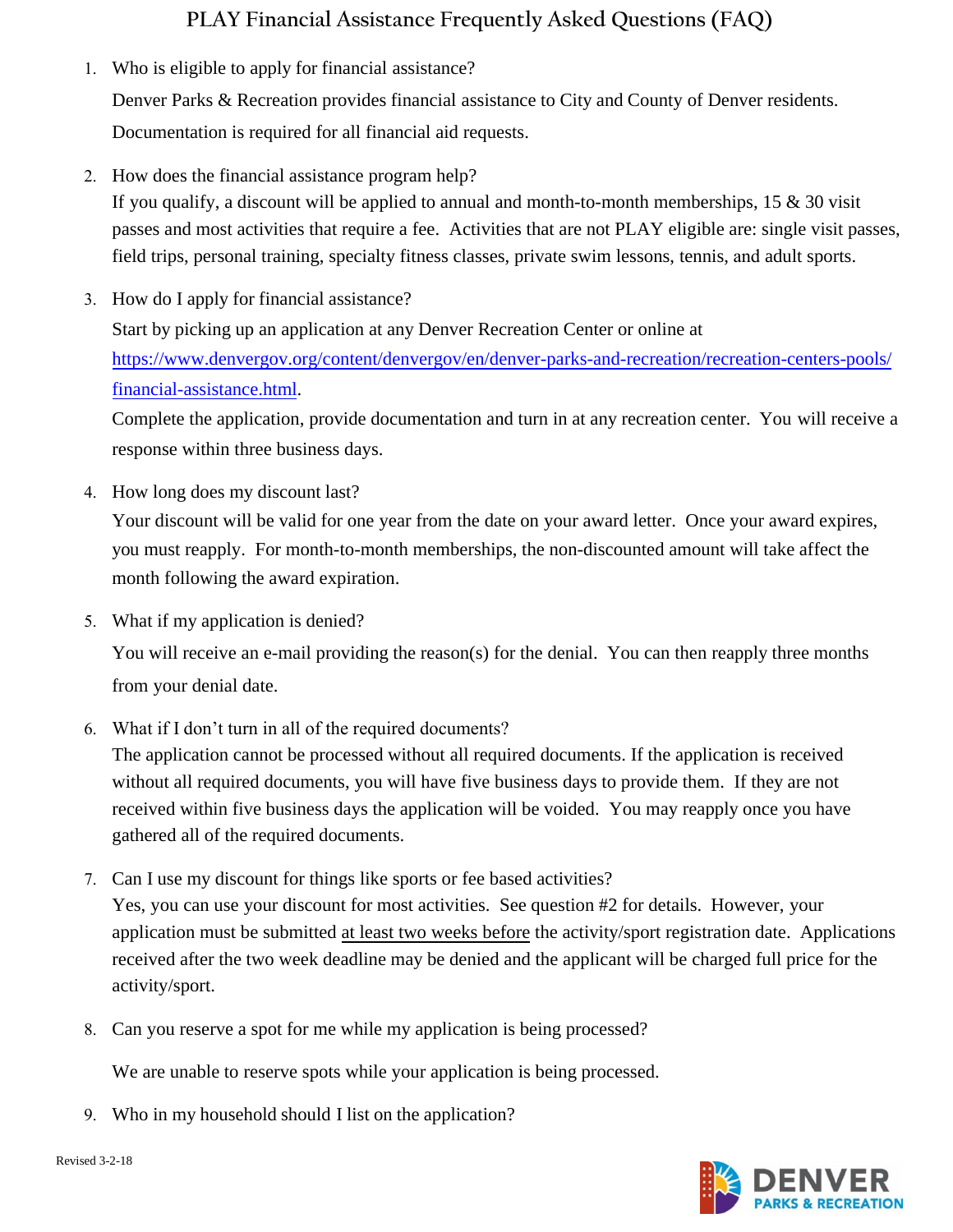# PLAY Financial Assistance Frequently Asked Questions (FAQ)

1. Who is eligible to apply for financial assistance?

   Denver Parks & Recreation provides financial assistance to City and County of Denver residents. Documentation is required for all financial aid requests.

2. How does the financial assistance program help?

   If you qualify, a discount will be applied to annual and month-to-month memberships, 15 & 30 visit passes and most activities that require a fee. Activities that are not PLAY eligible are: single visit passes, field trips, personal training, specialty fitness classes, private swim lessons, tennis, and adult sports.

3. How do I apply for financial assistance?

   Start by picking up an application at any Denver Recreation Center or online at [https://www.denvergov.org/content/denvergov/en/denver-parks-and-recreation/recreation-centers-pools/financial-assistance.html](https://www.denvergov.org/content/denvergov/en/denver-parks-and-recreation/recreation-centers-pools/financial-assistance.html).

   Complete the application, provide documentation and turn in at any recreation center. You will receive a response within three business days.

4. How long does my discount last?

   Your discount will be valid for one year from the date on your award letter. Once your award expires, you must reapply. For month-to-month memberships, the non-discounted amount will take affect the month following the award expiration.

5. What if my application is denied?

   You will receive an e-mail providing the reason(s) for the denial. You can then reapply three months from your denial date.

6. What if I don't turn in all of the required documents?

   The application cannot be processed without all required documents. If the application is received without all required documents, you will have five business days to provide them. If they are not received within five business days the application will be voided. You may reapply once you have gathered all of the required documents.

7. Can I use my discount for things like sports or fee based activities?

   Yes, you can use your discount for most activities. See question #2 for details. However, your application must be submitted <u>at least two weeks before</u> the activity/sport registration date. Applications received after the two week deadline may be denied and the applicant will be charged full price for the activity/sport.

8. Can you reserve a spot for me while my application is being processed?

   We are unable to reserve spots while your application is being processed.

9. Who in my household should I list on the application?

Revised 3-2-18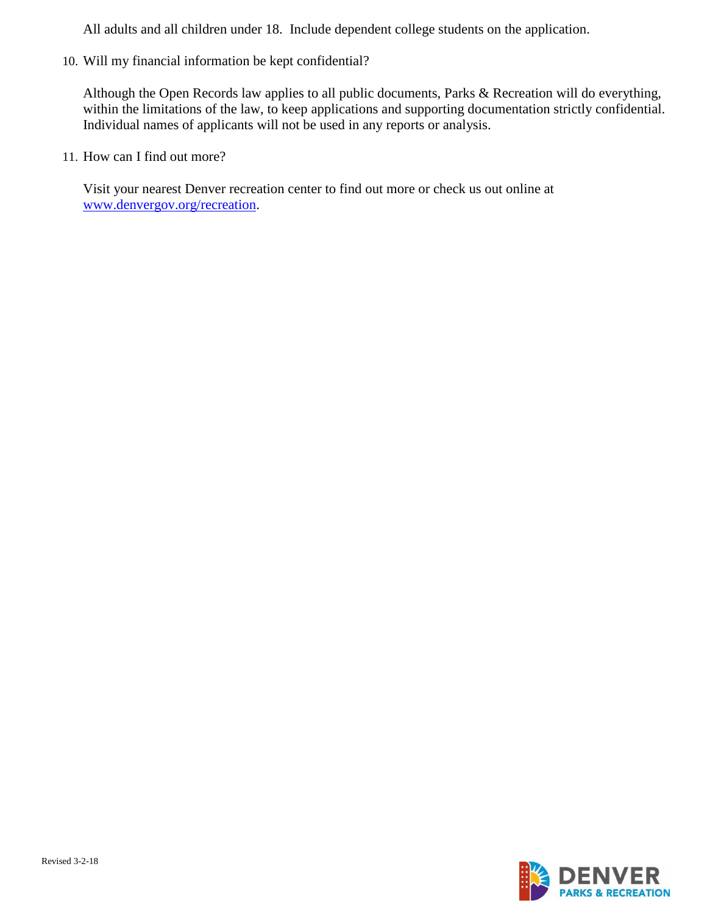All adults and all children under 18. Include dependent college students on the application.

10. Will my financial information be kept confidential?

    Although the Open Records law applies to all public documents, Parks & Recreation will do everything, within the limitations of the law, to keep applications and supporting documentation strictly confidential. Individual names of applicants will not be used in any reports or analysis.

11. How can I find out more?

    Visit your nearest Denver recreation center to find out more or check us out online at [www.denvergov.org/recreation](http://www.denvergov.org/recreation).

Revised 3-2-18

DENVER
PARKS & RECREATION